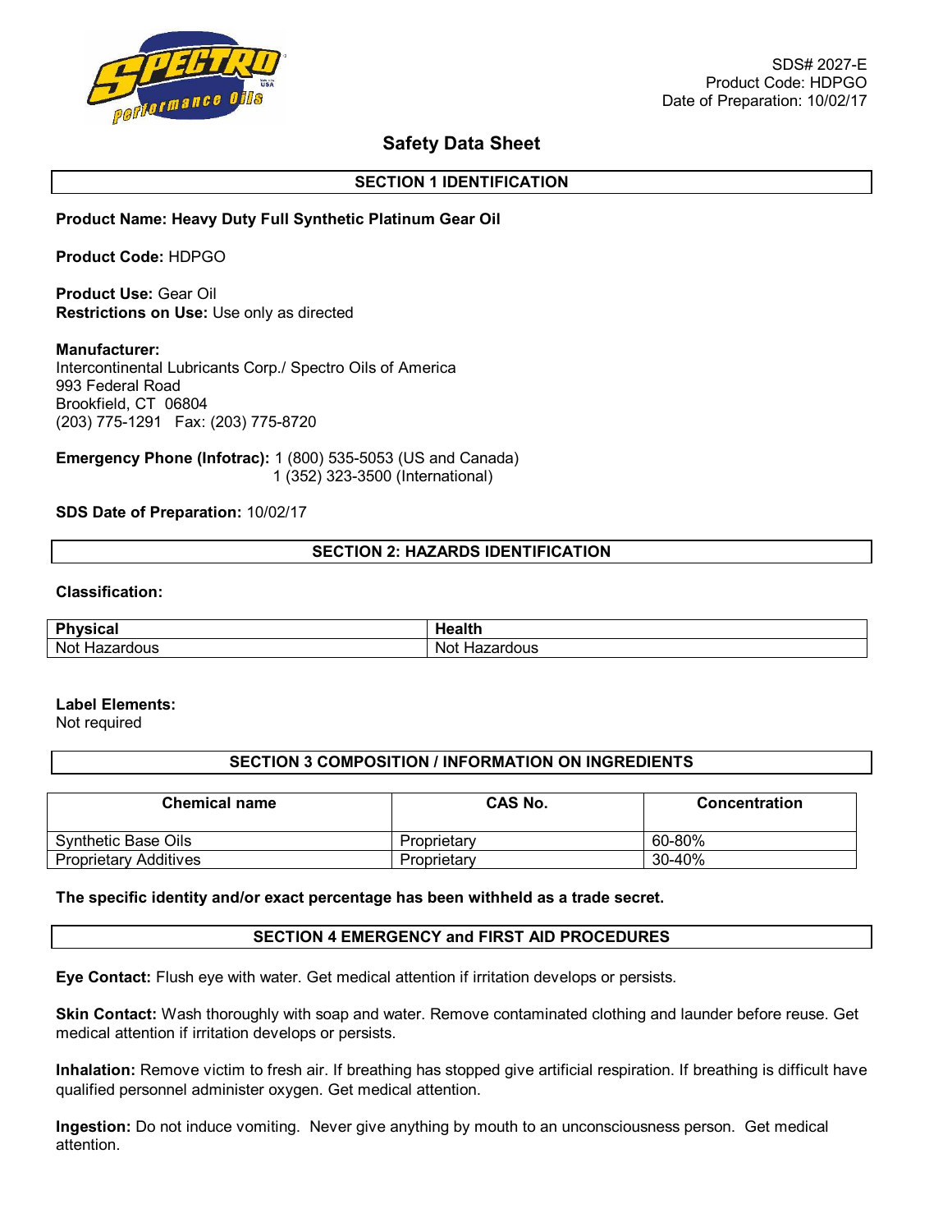SDS# 2027-E
Product Code: HDPGO
Date of Preparation: 10/02/17

# Safety Data Sheet

## SECTION 1 IDENTIFICATION

**Product Name: Heavy Duty Full Synthetic Platinum Gear Oil**

**Product Code:** HDPGO

**Product Use:** Gear Oil
**Restrictions on Use:** Use only as directed

**Manufacturer:**
Intercontinental Lubricants Corp./ Spectro Oils of America
993 Federal Road
Brookfield, CT 06804
(203) 775-1291 Fax: (203) 775-8720

**Emergency Phone (Infotrac):** 1 (800) 535-5053 (US and Canada)
1 (352) 323-3500 (International)

**SDS Date of Preparation:** 10/02/17

## SECTION 2: HAZARDS IDENTIFICATION

**Classification:**

| Physical | Health |
|---|---|
| Not Hazardous | Not Hazardous |

**Label Elements:**
Not required

## SECTION 3 COMPOSITION / INFORMATION ON INGREDIENTS

| Chemical name | CAS No. | Concentration |
|---|---|---|
| Synthetic Base Oils | Proprietary | 60-80% |
| Proprietary Additives | Proprietary | 30-40% |

**The specific identity and/or exact percentage has been withheld as a trade secret.**

## SECTION 4 EMERGENCY and FIRST AID PROCEDURES

**Eye Contact:** Flush eye with water. Get medical attention if irritation develops or persists.

**Skin Contact:** Wash thoroughly with soap and water. Remove contaminated clothing and launder before reuse. Get medical attention if irritation develops or persists.

**Inhalation:** Remove victim to fresh air. If breathing has stopped give artificial respiration. If breathing is difficult have qualified personnel administer oxygen. Get medical attention.

**Ingestion:** Do not induce vomiting. Never give anything by mouth to an unconsciousness person. Get medical attention.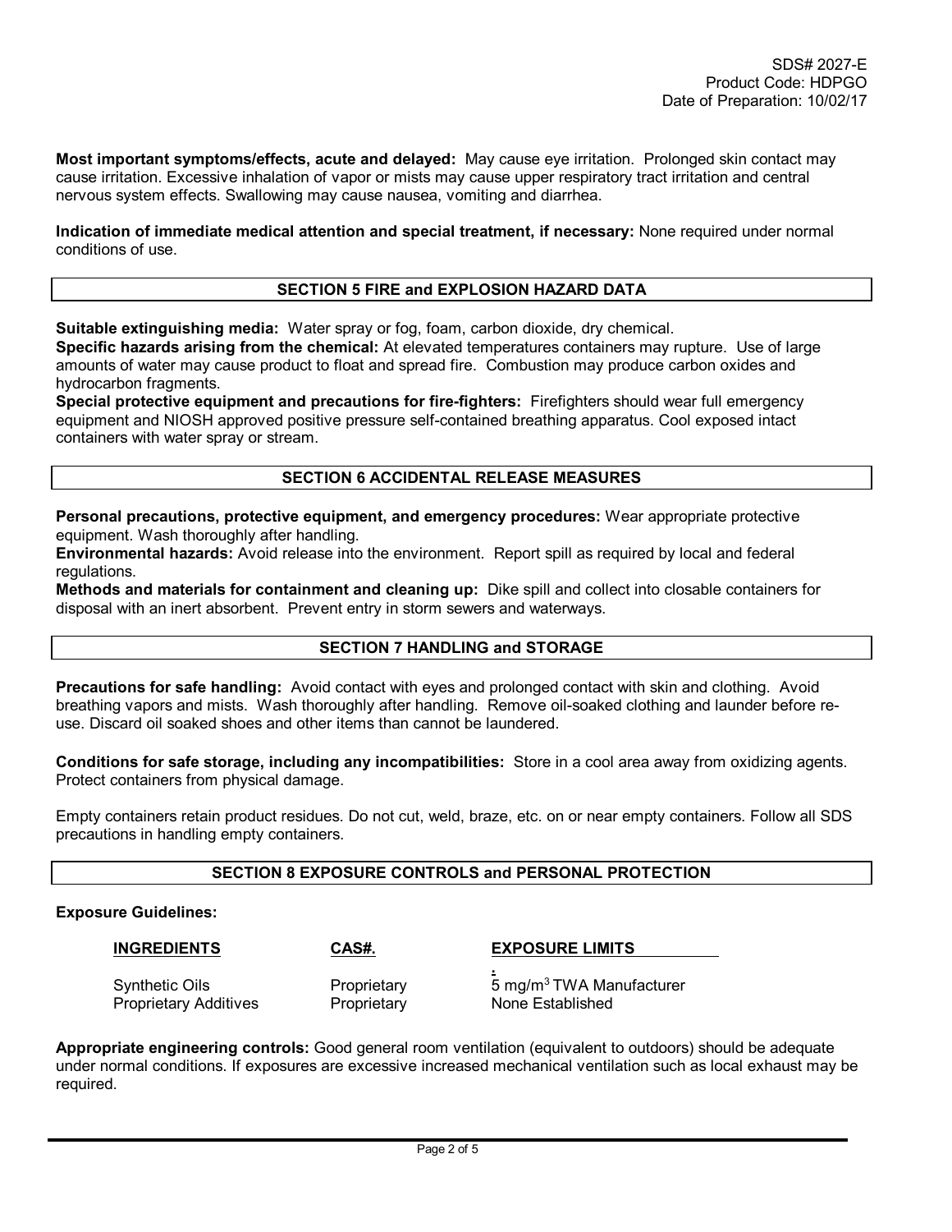**Most important symptoms/effects, acute and delayed:** May cause eye irritation. Prolonged skin contact may cause irritation. Excessive inhalation of vapor or mists may cause upper respiratory tract irritation and central nervous system effects. Swallowing may cause nausea, vomiting and diarrhea.

**Indication of immediate medical attention and special treatment, if necessary:** None required under normal conditions of use.

## SECTION 5 FIRE and EXPLOSION HAZARD DATA

**Suitable extinguishing media:** Water spray or fog, foam, carbon dioxide, dry chemical.
**Specific hazards arising from the chemical:** At elevated temperatures containers may rupture. Use of large amounts of water may cause product to float and spread fire. Combustion may produce carbon oxides and hydrocarbon fragments.
**Special protective equipment and precautions for fire-fighters:** Firefighters should wear full emergency equipment and NIOSH approved positive pressure self-contained breathing apparatus. Cool exposed intact containers with water spray or stream.

## SECTION 6 ACCIDENTAL RELEASE MEASURES

**Personal precautions, protective equipment, and emergency procedures:** Wear appropriate protective equipment. Wash thoroughly after handling.
**Environmental hazards:** Avoid release into the environment. Report spill as required by local and federal regulations.
**Methods and materials for containment and cleaning up:** Dike spill and collect into closable containers for disposal with an inert absorbent. Prevent entry in storm sewers and waterways.

## SECTION 7 HANDLING and STORAGE

**Precautions for safe handling:** Avoid contact with eyes and prolonged contact with skin and clothing. Avoid breathing vapors and mists. Wash thoroughly after handling. Remove oil-soaked clothing and launder before re-use. Discard oil soaked shoes and other items than cannot be laundered.

**Conditions for safe storage, including any incompatibilities:** Store in a cool area away from oxidizing agents. Protect containers from physical damage.

Empty containers retain product residues. Do not cut, weld, braze, etc. on or near empty containers. Follow all SDS precautions in handling empty containers.

## SECTION 8 EXPOSURE CONTROLS and PERSONAL PROTECTION

**Exposure Guidelines:**

| INGREDIENTS | CAS#. | EXPOSURE LIMITS |
|---|---|---|
| Synthetic Oils | Proprietary | 5 mg/m$^3$ TWA Manufacturer |
| Proprietary Additives | Proprietary | None Established |

**Appropriate engineering controls:** Good general room ventilation (equivalent to outdoors) should be adequate under normal conditions. If exposures are excessive increased mechanical ventilation such as local exhaust may be required.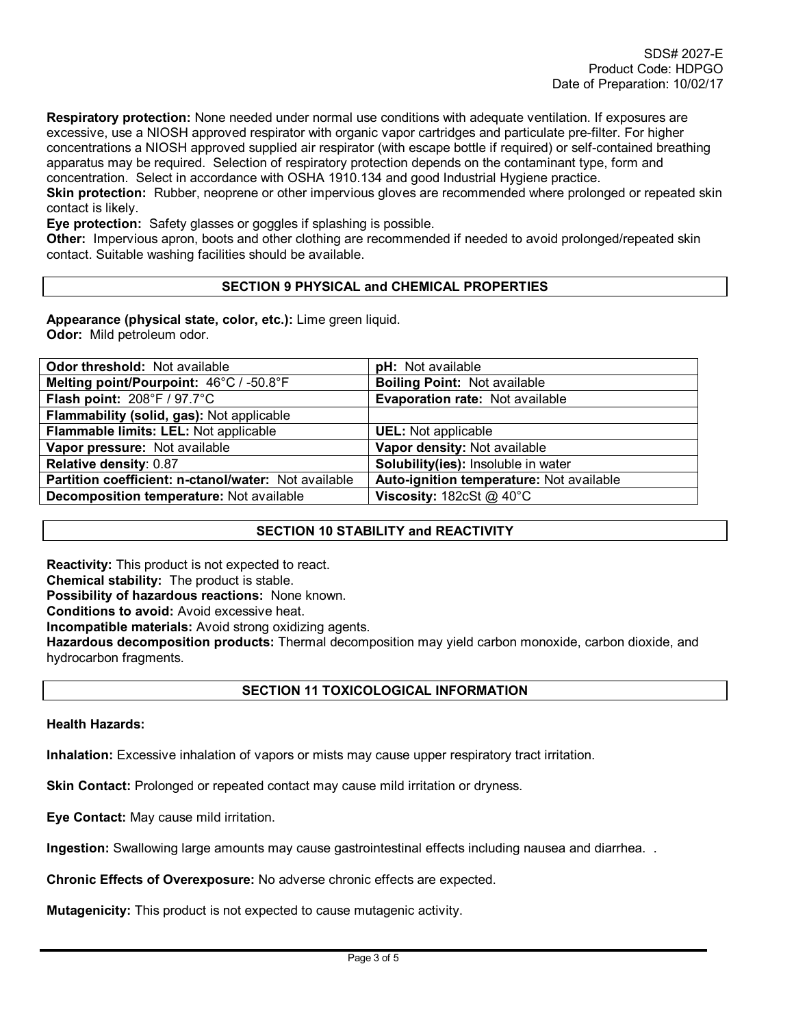**Respiratory protection:** None needed under normal use conditions with adequate ventilation. If exposures are excessive, use a NIOSH approved respirator with organic vapor cartridges and particulate pre-filter. For higher concentrations a NIOSH approved supplied air respirator (with escape bottle if required) or self-contained breathing apparatus may be required. Selection of respiratory protection depends on the contaminant type, form and concentration. Select in accordance with OSHA 1910.134 and good Industrial Hygiene practice.
**Skin protection:** Rubber, neoprene or other impervious gloves are recommended where prolonged or repeated skin contact is likely.
**Eye protection:** Safety glasses or goggles if splashing is possible.
**Other:** Impervious apron, boots and other clothing are recommended if needed to avoid prolonged/repeated skin contact. Suitable washing facilities should be available.

## SECTION 9 PHYSICAL and CHEMICAL PROPERTIES

**Appearance (physical state, color, etc.):** Lime green liquid.
**Odor:** Mild petroleum odor.

| | |
|---|---|
| **Odor threshold:** Not available | **pH:** Not available |
| **Melting point/Pourpoint:** 46°C / -50.8°F | **Boiling Point:** Not available |
| **Flash point:** 208°F / 97.7°C | **Evaporation rate:** Not available |
| **Flammability (solid, gas):** Not applicable | |
| **Flammable limits: LEL:** Not applicable | **UEL:** Not applicable |
| **Vapor pressure:** Not available | **Vapor density:** Not available |
| **Relative density**: 0.87 | **Solubility(ies):** Insoluble in water |
| **Partition coefficient: n-ctanol/water:** Not available | **Auto-ignition temperature:** Not available |
| **Decomposition temperature:** Not available | **Viscosity:** 182cSt @ 40°C |

## SECTION 10 STABILITY and REACTIVITY

**Reactivity:** This product is not expected to react.
**Chemical stability:** The product is stable.
**Possibility of hazardous reactions:** None known.
**Conditions to avoid:** Avoid excessive heat.
**Incompatible materials:** Avoid strong oxidizing agents.
**Hazardous decomposition products:** Thermal decomposition may yield carbon monoxide, carbon dioxide, and hydrocarbon fragments.

## SECTION 11 TOXICOLOGICAL INFORMATION

**Health Hazards:**

**Inhalation:** Excessive inhalation of vapors or mists may cause upper respiratory tract irritation.

**Skin Contact:** Prolonged or repeated contact may cause mild irritation or dryness.

**Eye Contact:** May cause mild irritation.

**Ingestion:** Swallowing large amounts may cause gastrointestinal effects including nausea and diarrhea. .

**Chronic Effects of Overexposure:** No adverse chronic effects are expected.

**Mutagenicity:** This product is not expected to cause mutagenic activity.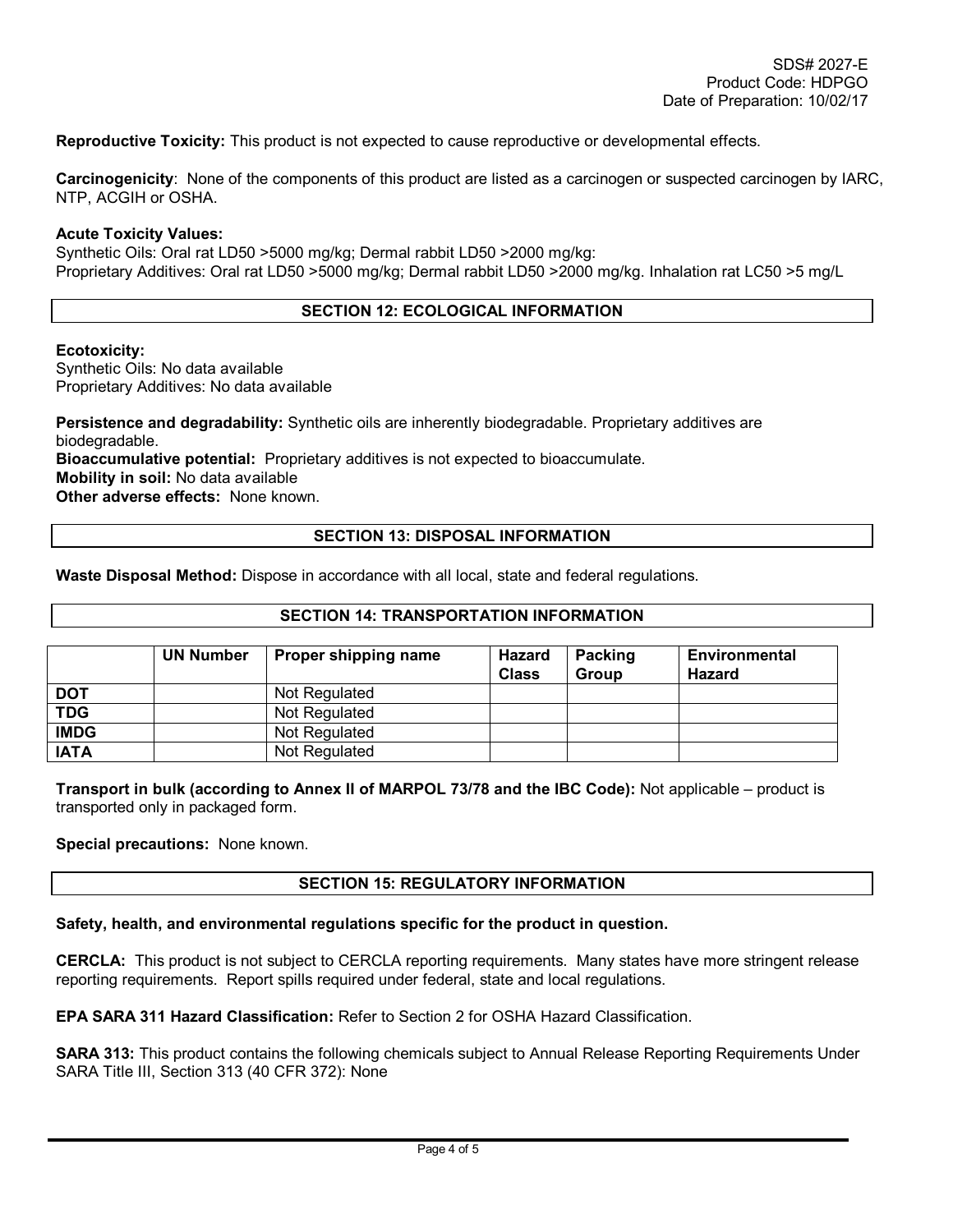**Reproductive Toxicity:** This product is not expected to cause reproductive or developmental effects.

**Carcinogenicity**: None of the components of this product are listed as a carcinogen or suspected carcinogen by IARC, NTP, ACGIH or OSHA.

**Acute Toxicity Values:**
Synthetic Oils: Oral rat LD50 >5000 mg/kg; Dermal rabbit LD50 >2000 mg/kg:
Proprietary Additives: Oral rat LD50 >5000 mg/kg; Dermal rabbit LD50 >2000 mg/kg. Inhalation rat LC50 >5 mg/L

## SECTION 12: ECOLOGICAL INFORMATION

**Ecotoxicity:**
Synthetic Oils: No data available
Proprietary Additives: No data available

**Persistence and degradability:** Synthetic oils are inherently biodegradable. Proprietary additives are biodegradable.
**Bioaccumulative potential:** Proprietary additives is not expected to bioaccumulate.
**Mobility in soil:** No data available
**Other adverse effects:** None known.

## SECTION 13: DISPOSAL INFORMATION

**Waste Disposal Method:** Dispose in accordance with all local, state and federal regulations.

## SECTION 14: TRANSPORTATION INFORMATION

| | UN Number | Proper shipping name | Hazard Class | Packing Group | Environmental Hazard |
|---|---|---|---|---|---|
| **DOT** | | Not Regulated | | | |
| **TDG** | | Not Regulated | | | |
| **IMDG** | | Not Regulated | | | |
| **IATA** | | Not Regulated | | | |

**Transport in bulk (according to Annex II of MARPOL 73/78 and the IBC Code):** Not applicable – product is transported only in packaged form.

**Special precautions:** None known.

## SECTION 15: REGULATORY INFORMATION

**Safety, health, and environmental regulations specific for the product in question.**

**CERCLA:** This product is not subject to CERCLA reporting requirements. Many states have more stringent release reporting requirements. Report spills required under federal, state and local regulations.

**EPA SARA 311 Hazard Classification:** Refer to Section 2 for OSHA Hazard Classification.

**SARA 313:** This product contains the following chemicals subject to Annual Release Reporting Requirements Under SARA Title III, Section 313 (40 CFR 372): None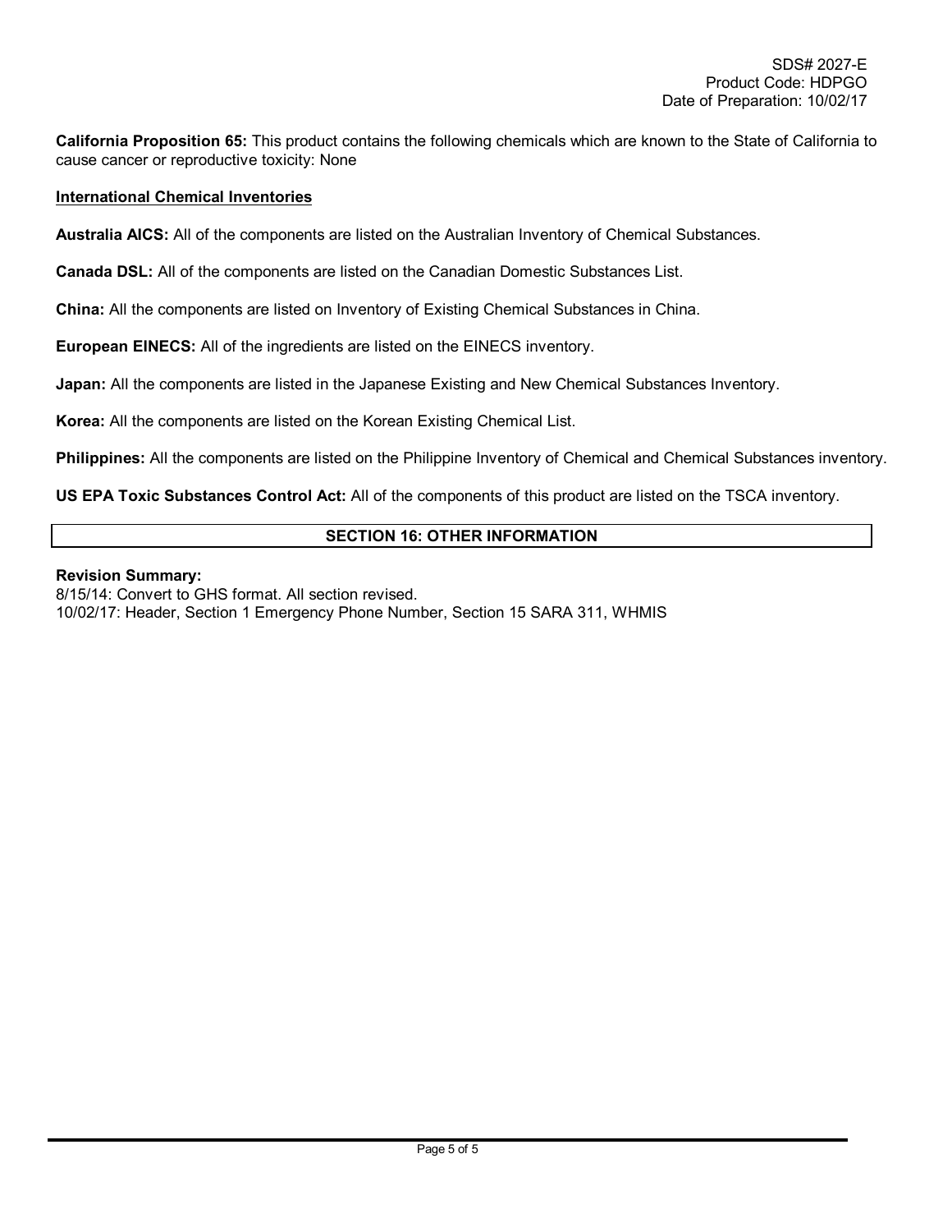**California Proposition 65:** This product contains the following chemicals which are known to the State of California to cause cancer or reproductive toxicity: None

**International Chemical Inventories**

**Australia AICS:** All of the components are listed on the Australian Inventory of Chemical Substances.

**Canada DSL:** All of the components are listed on the Canadian Domestic Substances List.

**China:** All the components are listed on Inventory of Existing Chemical Substances in China.

**European EINECS:** All of the ingredients are listed on the EINECS inventory.

**Japan:** All the components are listed in the Japanese Existing and New Chemical Substances Inventory.

**Korea:** All the components are listed on the Korean Existing Chemical List.

**Philippines:** All the components are listed on the Philippine Inventory of Chemical and Chemical Substances inventory.

**US EPA Toxic Substances Control Act:** All of the components of this product are listed on the TSCA inventory.

## SECTION 16: OTHER INFORMATION

**Revision Summary:**
8/15/14: Convert to GHS format. All section revised.
10/02/17: Header, Section 1 Emergency Phone Number, Section 15 SARA 311, WHMIS